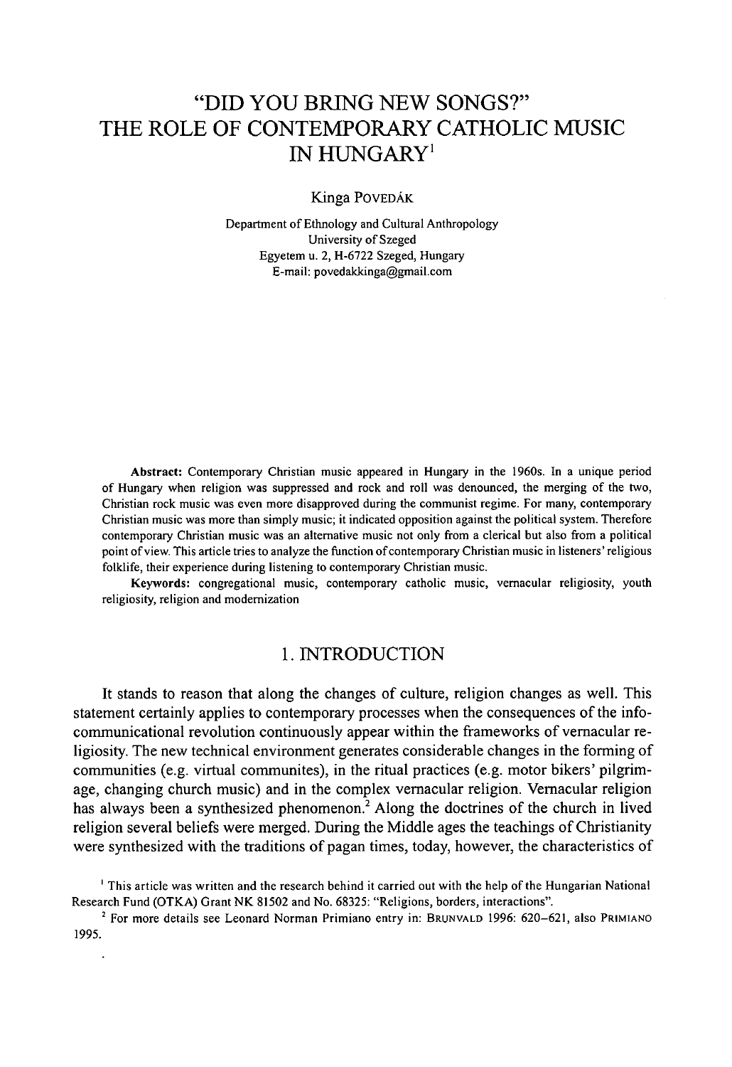# "DID YOU BRING NEW SONGS?" THE ROLE OF CONTEMPORARY CATHOLIC MUSIC IN HUNGARY[1]

Kinga POVEDÁK

Department of Ethnology and Cultural Anthropology
University of Szeged
Egyetem u. 2, H-6722 Szeged, Hungary
E-mail: povedakkinga@gmail.com

**Abstract:** Contemporary Christian music appeared in Hungary in the 1960s. In a unique period of Hungary when religion was suppressed and rock and roll was denounced, the merging of the two, Christian rock music was even more disapproved during the communist regime. For many, contemporary Christian music was more than simply music; it indicated opposition against the political system. Therefore contemporary Christian music was an alternative music not only from a clerical but also from a political point of view. This article tries to analyze the function of contemporary Christian music in listeners' religious folklife, their experience during listening to contemporary Christian music.

**Keywords:** congregational music, contemporary catholic music, vernacular religiosity, youth religiosity, religion and modernization

## 1. INTRODUCTION

It stands to reason that along the changes of culture, religion changes as well. This statement certainly applies to contemporary processes when the consequences of the info-communicational revolution continuously appear within the frameworks of vernacular religiosity. The new technical environment generates considerable changes in the forming of communities (e.g. virtual communites), in the ritual practices (e.g. motor bikers' pilgrimage, changing church music) and in the complex vernacular religion. Vernacular religion has always been a synthesized phenomenon.[2] Along the doctrines of the church in lived religion several beliefs were merged. During the Middle ages the teachings of Christianity were synthesized with the traditions of pagan times, today, however, the characteristics of

[1] This article was written and the research behind it carried out with the help of the Hungarian National Research Fund (OTKA) Grant NK 81502 and No. 68325: "Religions, borders, interactions".

[2] For more details see Leonard Norman Primiano entry in: BRUNVALD 1996: 620–621, also PRIMIANO 1995.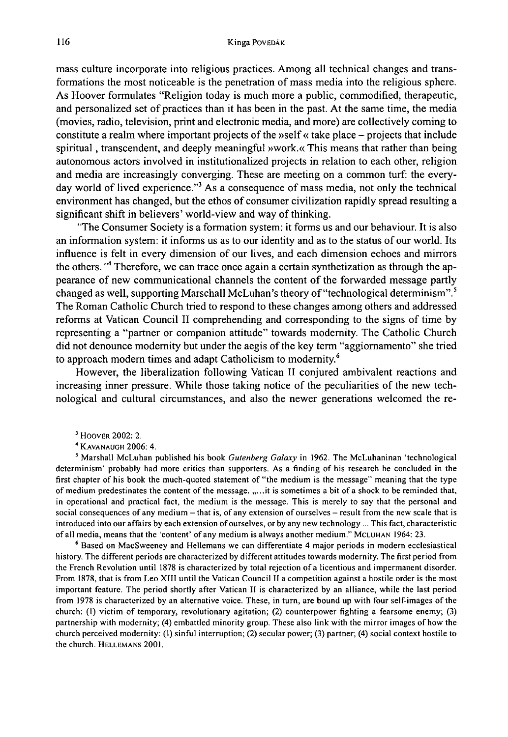mass culture incorporate into religious practices. Among all technical changes and transformations the most noticeable is the penetration of mass media into the religious sphere. As Hoover formulates "Religion today is much more a public, commodified, therapeutic, and personalized set of practices than it has been in the past. At the same time, the media (movies, radio, television, print and electronic media, and more) are collectively coming to constitute a realm where important projects of the »self« take place – projects that include spiritual , transcendent, and deeply meaningful »work.« This means that rather than being autonomous actors involved in institutionalized projects in relation to each other, religion and media are increasingly converging. These are meeting on a common turf: the everyday world of lived experience."[3] As a consequence of mass media, not only the technical environment has changed, but the ethos of consumer civilization rapidly spread resulting a significant shift in believers' world-view and way of thinking.

"The Consumer Society is a formation system: it forms us and our behaviour. It is also an information system: it informs us as to our identity and as to the status of our world. Its influence is felt in every dimension of our lives, and each dimension echoes and mirrors the others."[4] Therefore, we can trace once again a certain synthetization as through the appearance of new communicational channels the content of the forwarded message partly changed as well, supporting Marschall McLuhan's theory of "technological determinism".[5] The Roman Catholic Church tried to respond to these changes among others and addressed reforms at Vatican Council II comprehending and corresponding to the signs of time by representing a "partner or companion attitude" towards modernity. The Catholic Church did not denounce modernity but under the aegis of the key term "aggiornamento" she tried to approach modern times and adapt Catholicism to modernity.[6]

However, the liberalization following Vatican II conjured ambivalent reactions and increasing inner pressure. While those taking notice of the peculiarities of the new technological and cultural circumstances, and also the newer generations welcomed the re-

---

[3] HOOVER 2002: 2.

[4] KAVANAUGH 2006: 4.

[5] Marshall McLuhan published his book *Gutenberg Galaxy* in 1962. The McLuhaninan 'technological determinism' probably had more critics than supporters. As a finding of his research he concluded in the first chapter of his book the much-quoted statement of "the medium is the message" meaning that the type of medium predestinates the content of the message. „...it is sometimes a bit of a shock to be reminded that, in operational and practical fact, the medium is the message. This is merely to say that the personal and social consequences of any medium – that is, of any extension of ourselves – result from the new scale that is introduced into our affairs by each extension of ourselves, or by any new technology ... This fact, characteristic of all media, means that the 'content' of any medium is always another medium." MCLUHAN 1964: 23.

[6] Based on MacSweeney and Hellemans we can differentiate 4 major periods in modern ecclesiastical history. The different periods are characterized by different attitudes towards modernity. The first period from the French Revolution until 1878 is characterized by total rejection of a licentious and impermanent disorder. From 1878, that is from Leo XIII until the Vatican Council II a competition against a hostile order is the most important feature. The period shortly after Vatican II is characterized by an alliance, while the last period from 1978 is characterized by an alternative voice. These, in turn, are bound up with four self-images of the church: (1) victim of temporary, revolutionary agitation; (2) counterpower fighting a fearsome enemy; (3) partnership with modernity; (4) embattled minority group. These also link with the mirror images of how the church perceived modernity: (1) sinful interruption; (2) secular power; (3) partner; (4) social context hostile to the church. HELLEMANS 2001.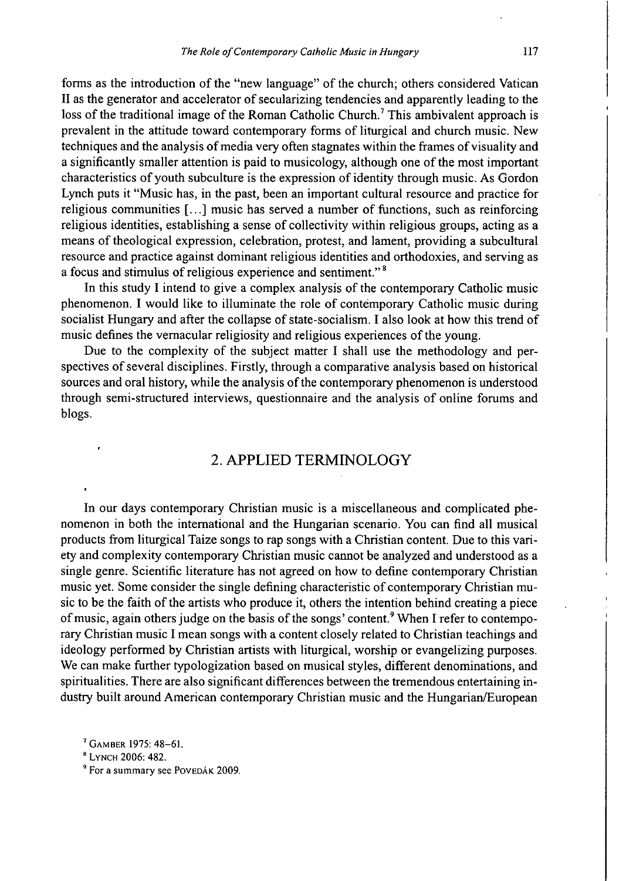forms as the introduction of the "new language" of the church; others considered Vatican II as the generator and accelerator of secularizing tendencies and apparently leading to the loss of the traditional image of the Roman Catholic Church.[7] This ambivalent approach is prevalent in the attitude toward contemporary forms of liturgical and church music. New techniques and the analysis of media very often stagnates within the frames of visuality and a significantly smaller attention is paid to musicology, although one of the most important characteristics of youth subculture is the expression of identity through music. As Gordon Lynch puts it "Music has, in the past, been an important cultural resource and practice for religious communities [...] music has served a number of functions, such as reinforcing religious identities, establishing a sense of collectivity within religious groups, acting as a means of theological expression, celebration, protest, and lament, providing a subcultural resource and practice against dominant religious identities and orthodoxies, and serving as a focus and stimulus of religious experience and sentiment."[8]

In this study I intend to give a complex analysis of the contemporary Catholic music phenomenon. I would like to illuminate the role of contemporary Catholic music during socialist Hungary and after the collapse of state-socialism. I also look at how this trend of music defines the vernacular religiosity and religious experiences of the young.

Due to the complexity of the subject matter I shall use the methodology and perspectives of several disciplines. Firstly, through a comparative analysis based on historical sources and oral history, while the analysis of the contemporary phenomenon is understood through semi-structured interviews, questionnaire and the analysis of online forums and blogs.

## 2. APPLIED TERMINOLOGY

In our days contemporary Christian music is a miscellaneous and complicated phenomenon in both the international and the Hungarian scenario. You can find all musical products from liturgical Taize songs to rap songs with a Christian content. Due to this variety and complexity contemporary Christian music cannot be analyzed and understood as a single genre. Scientific literature has not agreed on how to define contemporary Christian music yet. Some consider the single defining characteristic of contemporary Christian music to be the faith of the artists who produce it, others the intention behind creating a piece of music, again others judge on the basis of the songs' content.[9] When I refer to contemporary Christian music I mean songs with a content closely related to Christian teachings and ideology performed by Christian artists with liturgical, worship or evangelizing purposes. We can make further typologization based on musical styles, different denominations, and spiritualities. There are also significant differences between the tremendous entertaining industry built around American contemporary Christian music and the Hungarian/European

[7] GAMBER 1975: 48–61.

[8] LYNCH 2006: 482.

[9] For a summary see POVEDÁK 2009.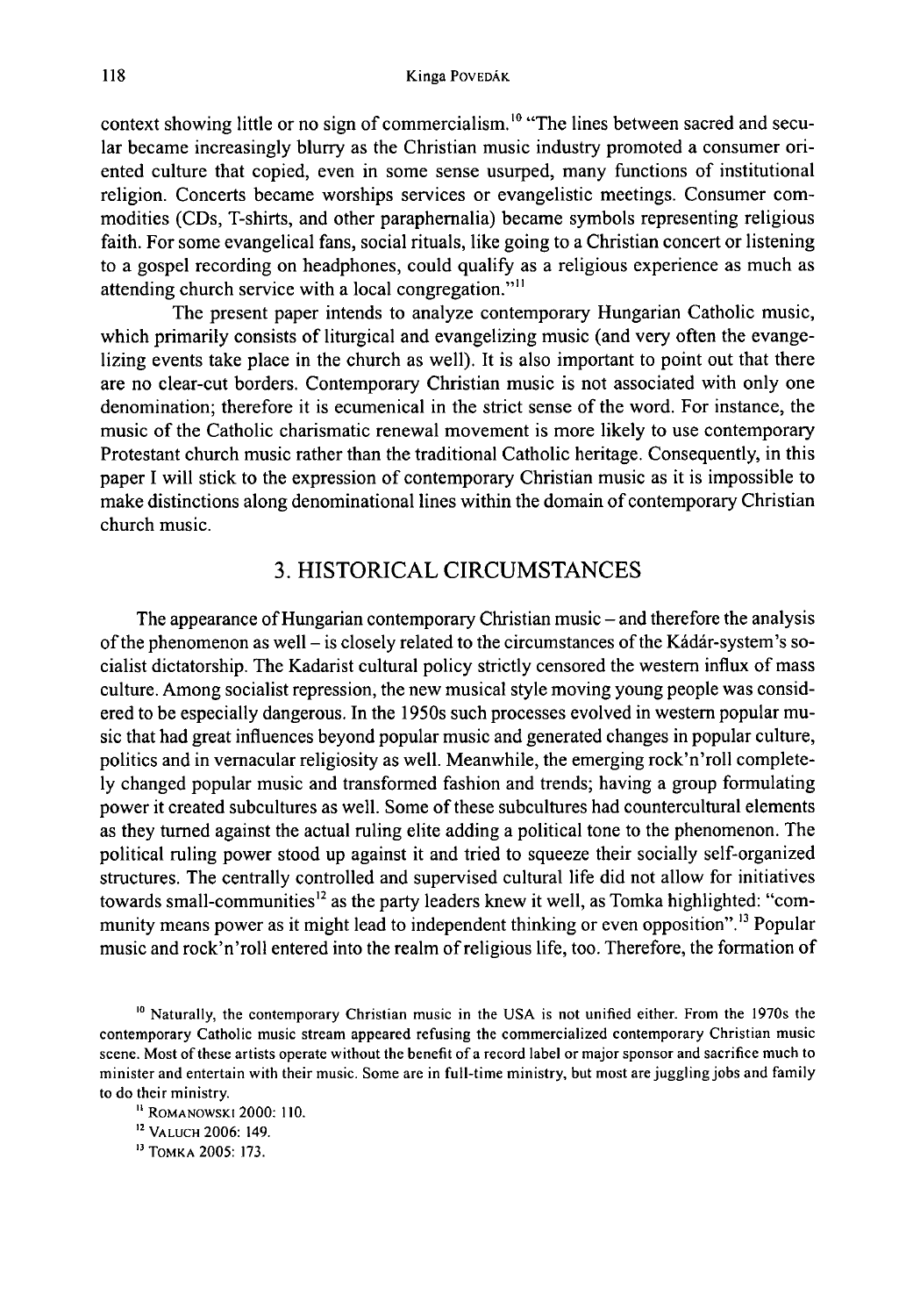context showing little or no sign of commercialism.[10] "The lines between sacred and secular became increasingly blurry as the Christian music industry promoted a consumer oriented culture that copied, even in some sense usurped, many functions of institutional religion. Concerts became worships services or evangelistic meetings. Consumer commodities (CDs, T-shirts, and other paraphernalia) became symbols representing religious faith. For some evangelical fans, social rituals, like going to a Christian concert or listening to a gospel recording on headphones, could qualify as a religious experience as much as attending church service with a local congregation."[11]

The present paper intends to analyze contemporary Hungarian Catholic music, which primarily consists of liturgical and evangelizing music (and very often the evangelizing events take place in the church as well). It is also important to point out that there are no clear-cut borders. Contemporary Christian music is not associated with only one denomination; therefore it is ecumenical in the strict sense of the word. For instance, the music of the Catholic charismatic renewal movement is more likely to use contemporary Protestant church music rather than the traditional Catholic heritage. Consequently, in this paper I will stick to the expression of contemporary Christian music as it is impossible to make distinctions along denominational lines within the domain of contemporary Christian church music.

## 3. HISTORICAL CIRCUMSTANCES

The appearance of Hungarian contemporary Christian music – and therefore the analysis of the phenomenon as well – is closely related to the circumstances of the Kádár-system's socialist dictatorship. The Kadarist cultural policy strictly censored the western influx of mass culture. Among socialist repression, the new musical style moving young people was considered to be especially dangerous. In the 1950s such processes evolved in western popular music that had great influences beyond popular music and generated changes in popular culture, politics and in vernacular religiosity as well. Meanwhile, the emerging rock'n'roll completely changed popular music and transformed fashion and trends; having a group formulating power it created subcultures as well. Some of these subcultures had countercultural elements as they turned against the actual ruling elite adding a political tone to the phenomenon. The political ruling power stood up against it and tried to squeeze their socially self-organized structures. The centrally controlled and supervised cultural life did not allow for initiatives towards small-communities[12] as the party leaders knew it well, as Tomka highlighted: "community means power as it might lead to independent thinking or even opposition".[13] Popular music and rock'n'roll entered into the realm of religious life, too. Therefore, the formation of

[10] Naturally, the contemporary Christian music in the USA is not unified either. From the 1970s the contemporary Catholic music stream appeared refusing the commercialized contemporary Christian music scene. Most of these artists operate without the benefit of a record label or major sponsor and sacrifice much to minister and entertain with their music. Some are in full-time ministry, but most are juggling jobs and family to do their ministry.

[11] Romanowski 2000: 110.

[12] Valuch 2006: 149.

[13] Tomka 2005: 173.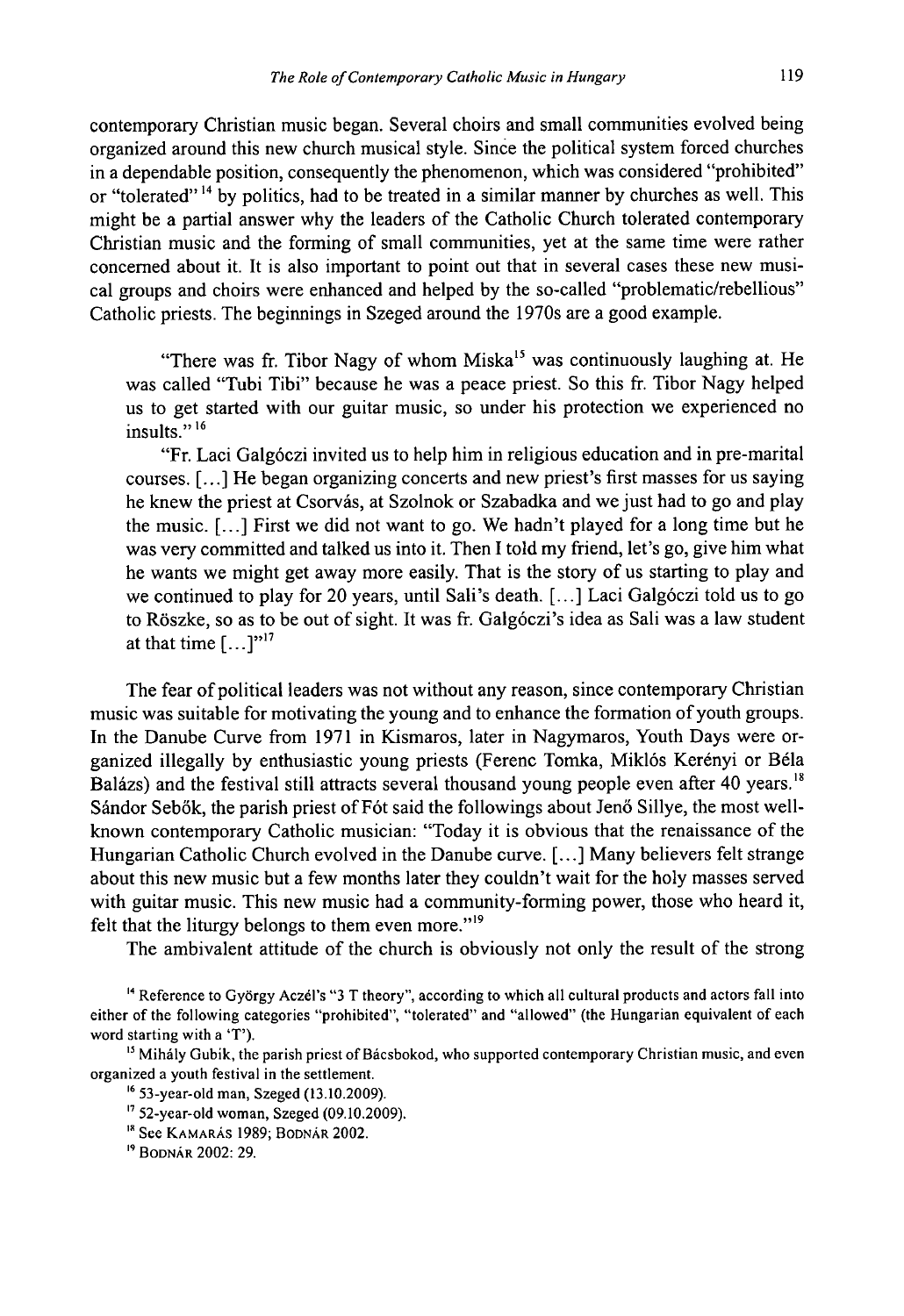contemporary Christian music began. Several choirs and small communities evolved being organized around this new church musical style. Since the political system forced churches in a dependable position, consequently the phenomenon, which was considered "prohibited" or "tolerated" [14] by politics, had to be treated in a similar manner by churches as well. This might be a partial answer why the leaders of the Catholic Church tolerated contemporary Christian music and the forming of small communities, yet at the same time were rather concerned about it. It is also important to point out that in several cases these new musical groups and choirs were enhanced and helped by the so-called "problematic/rebellious" Catholic priests. The beginnings in Szeged around the 1970s are a good example.

> "There was fr. Tibor Nagy of whom Miska[15] was continuously laughing at. He was called "Tubi Tibi" because he was a peace priest. So this fr. Tibor Nagy helped us to get started with our guitar music, so under his protection we experienced no insults." [16]
>
> "Fr. Laci Galgóczi invited us to help him in religious education and in pre-marital courses. [...] He began organizing concerts and new priest's first masses for us saying he knew the priest at Csorvás, at Szolnok or Szabadka and we just had to go and play the music. [...] First we did not want to go. We hadn't played for a long time but he was very committed and talked us into it. Then I told my friend, let's go, give him what he wants we might get away more easily. That is the story of us starting to play and we continued to play for 20 years, until Sali's death. [...] Laci Galgóczi told us to go to Röszke, so as to be out of sight. It was fr. Galgóczi's idea as Sali was a law student at that time [...]"[17]

The fear of political leaders was not without any reason, since contemporary Christian music was suitable for motivating the young and to enhance the formation of youth groups. In the Danube Curve from 1971 in Kismaros, later in Nagymaros, Youth Days were organized illegally by enthusiastic young priests (Ferenc Tomka, Miklós Kerényi or Béla Balázs) and the festival still attracts several thousand young people even after 40 years.[18] Sándor Sebők, the parish priest of Fót said the followings about Jenő Sillye, the most well-known contemporary Catholic musician: "Today it is obvious that the renaissance of the Hungarian Catholic Church evolved in the Danube curve. [...] Many believers felt strange about this new music but a few months later they couldn't wait for the holy masses served with guitar music. This new music had a community-forming power, those who heard it, felt that the liturgy belongs to them even more."[19]

The ambivalent attitude of the church is obviously not only the result of the strong

---

[14] Reference to György Aczél's "3 T theory", according to which all cultural products and actors fall into either of the following categories "prohibited", "tolerated" and "allowed" (the Hungarian equivalent of each word starting with a 'T').

[15] Mihály Gubik, the parish priest of Bácsbokod, who supported contemporary Christian music, and even organized a youth festival in the settlement.

[16] 53-year-old man, Szeged (13.10.2009).

[17] 52-year-old woman, Szeged (09.10.2009).

[18] See Kamarás 1989; Bodnár 2002.

[19] Bodnár 2002: 29.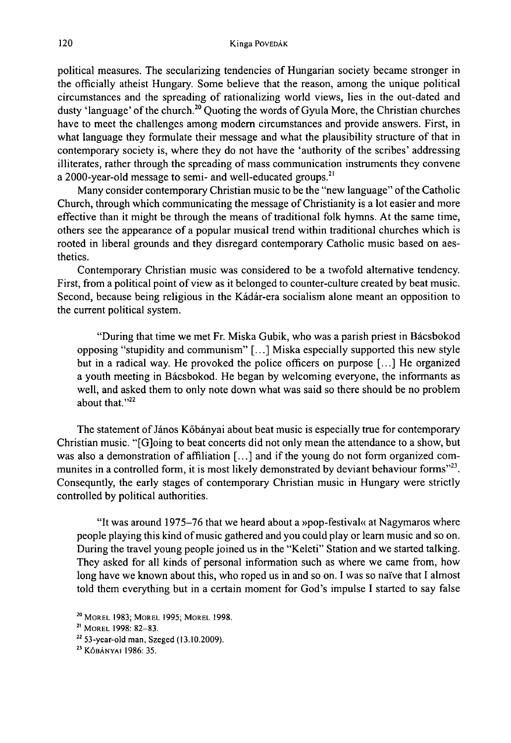political measures. The secularizing tendencies of Hungarian society became stronger in the officially atheist Hungary. Some believe that the reason, among the unique political circumstances and the spreading of rationalizing world views, lies in the out-dated and dusty 'language' of the church.[20] Quoting the words of Gyula More, the Christian churches have to meet the challenges among modern circumstances and provide answers. First, in what language they formulate their message and what the plausibility structure of that in contemporary society is, where they do not have the 'authority of the scribes' addressing illiterates, rather through the spreading of mass communication instruments they convene a 2000-year-old message to semi- and well-educated groups.[21]

Many consider contemporary Christian music to be the "new language" of the Catholic Church, through which communicating the message of Christianity is a lot easier and more effective than it might be through the means of traditional folk hymns. At the same time, others see the appearance of a popular musical trend within traditional churches which is rooted in liberal grounds and they disregard contemporary Catholic music based on aesthetics.

Contemporary Christian music was considered to be a twofold alternative tendency. First, from a political point of view as it belonged to counter-culture created by beat music. Second, because being religious in the Kádár-era socialism alone meant an opposition to the current political system.

> "During that time we met Fr. Miska Gubik, who was a parish priest in Bácsbokod opposing "stupidity and communism" [...] Miska especially supported this new style but in a radical way. He provoked the police officers on purpose [...] He organized a youth meeting in Bácsbokod. He began by welcoming everyone, the informants as well, and asked them to only note down what was said so there should be no problem about that."[22]

The statement of János Kőbányai about beat music is especially true for contemporary Christian music. "[G]oing to beat concerts did not only mean the attendance to a show, but was also a demonstration of affiliation [...] and if the young do not form organized communites in a controlled form, it is most likely demonstrated by deviant behaviour forms"[23]. Consequntly, the early stages of contemporary Christian music in Hungary were strictly controlled by political authorities.

> "It was around 1975–76 that we heard about a »pop-festival« at Nagymaros where people playing this kind of music gathered and you could play or learn music and so on. During the travel young people joined us in the "Keleti" Station and we started talking. They asked for all kinds of personal information such as where we came from, how long have we known about this, who roped us in and so on. I was so naïve that I almost told them everything but in a certain moment for God's impulse I started to say false

[20] MOREL 1983; MOREL 1995; MOREL 1998.

[21] MOREL 1998: 82–83.

[22] 53-year-old man, Szeged (13.10.2009).

[23] KŐBÁNYAI 1986: 35.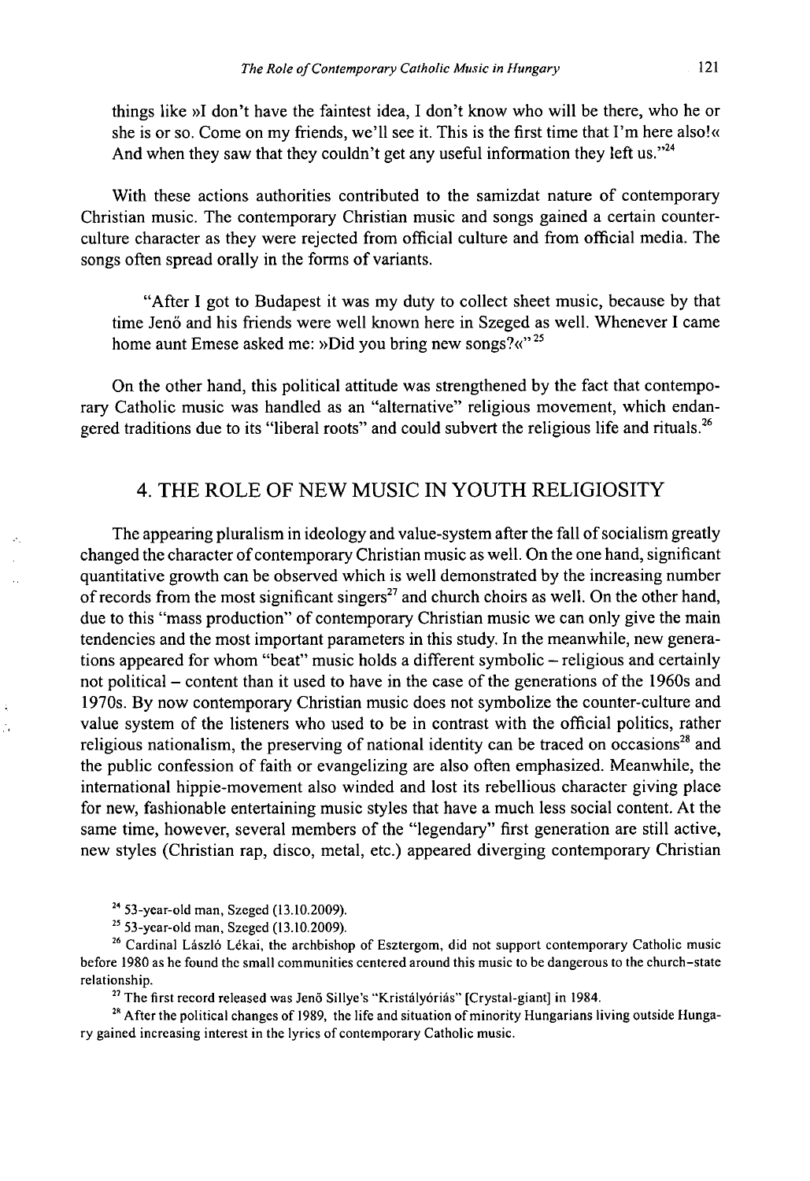things like »I don't have the faintest idea, I don't know who will be there, who he or she is or so. Come on my friends, we'll see it. This is the first time that I'm here also!« And when they saw that they couldn't get any useful information they left us."[24]

With these actions authorities contributed to the samizdat nature of contemporary Christian music. The contemporary Christian music and songs gained a certain counter-culture character as they were rejected from official culture and from official media. The songs often spread orally in the forms of variants.

> "After I got to Budapest it was my duty to collect sheet music, because by that time Jenő and his friends were well known here in Szeged as well. Whenever I came home aunt Emese asked me: »Did you bring new songs?«"[25]

On the other hand, this political attitude was strengthened by the fact that contemporary Catholic music was handled as an "alternative" religious movement, which endangered traditions due to its "liberal roots" and could subvert the religious life and rituals.[26]

## 4. THE ROLE OF NEW MUSIC IN YOUTH RELIGIOSITY

The appearing pluralism in ideology and value-system after the fall of socialism greatly changed the character of contemporary Christian music as well. On the one hand, significant quantitative growth can be observed which is well demonstrated by the increasing number of records from the most significant singers[27] and church choirs as well. On the other hand, due to this "mass production" of contemporary Christian music we can only give the main tendencies and the most important parameters in this study. In the meanwhile, new generations appeared for whom "beat" music holds a different symbolic – religious and certainly not political – content than it used to have in the case of the generations of the 1960s and 1970s. By now contemporary Christian music does not symbolize the counter-culture and value system of the listeners who used to be in contrast with the official politics, rather religious nationalism, the preserving of national identity can be traced on occasions[28] and the public confession of faith or evangelizing are also often emphasized. Meanwhile, the international hippie-movement also winded and lost its rebellious character giving place for new, fashionable entertaining music styles that have a much less social content. At the same time, however, several members of the "legendary" first generation are still active, new styles (Christian rap, disco, metal, etc.) appeared diverging contemporary Christian

[24] 53-year-old man, Szeged (13.10.2009).

[25] 53-year-old man, Szeged (13.10.2009).

[26] Cardinal László Lékai, the archbishop of Esztergom, did not support contemporary Catholic music before 1980 as he found the small communities centered around this music to be dangerous to the church–state relationship.

[27] The first record released was Jenő Sillye's "Kristályóriás" [Crystal-giant] in 1984.

[28] After the political changes of 1989, the life and situation of minority Hungarians living outside Hungary gained increasing interest in the lyrics of contemporary Catholic music.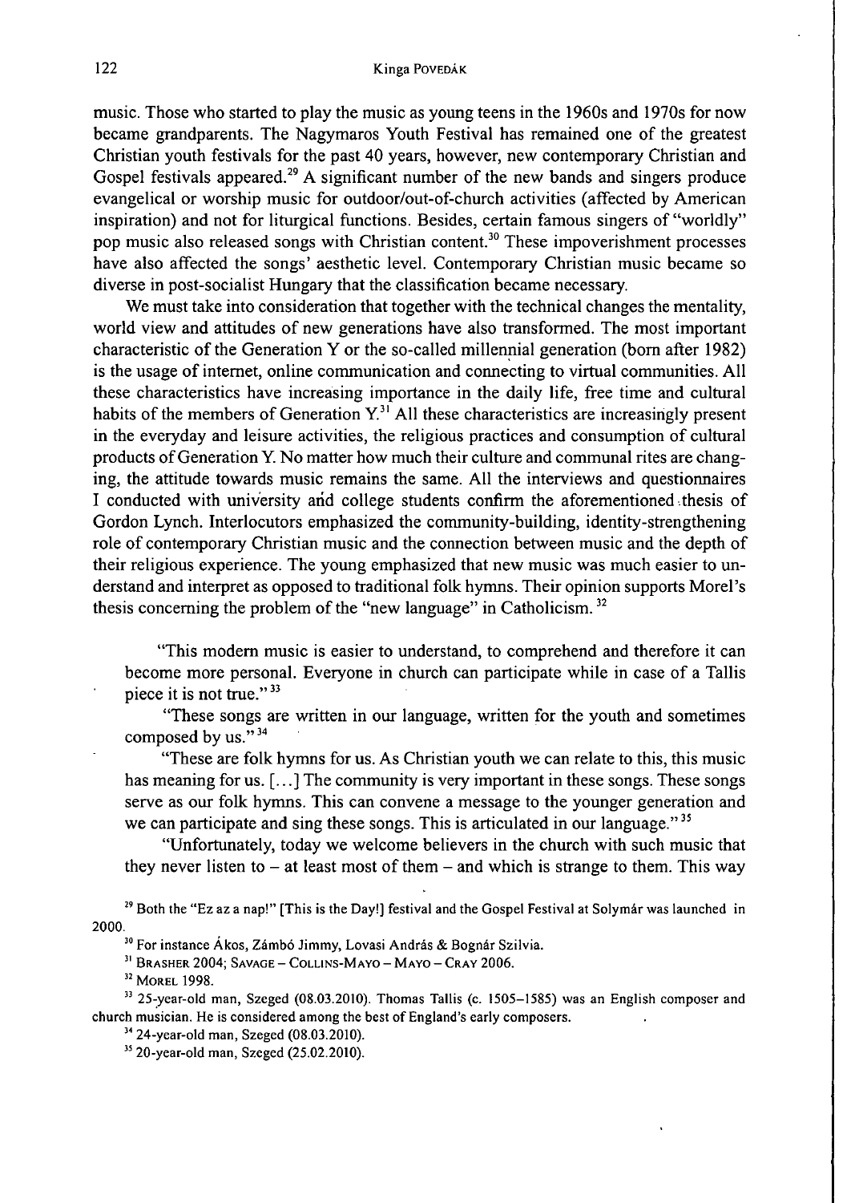music. Those who started to play the music as young teens in the 1960s and 1970s for now became grandparents. The Nagymaros Youth Festival has remained one of the greatest Christian youth festivals for the past 40 years, however, new contemporary Christian and Gospel festivals appeared.[29] A significant number of the new bands and singers produce evangelical or worship music for outdoor/out-of-church activities (affected by American inspiration) and not for liturgical functions. Besides, certain famous singers of "worldly" pop music also released songs with Christian content.[30] These impoverishment processes have also affected the songs' aesthetic level. Contemporary Christian music became so diverse in post-socialist Hungary that the classification became necessary.

We must take into consideration that together with the technical changes the mentality, world view and attitudes of new generations have also transformed. The most important characteristic of the Generation Y or the so-called millennial generation (born after 1982) is the usage of internet, online communication and connecting to virtual communities. All these characteristics have increasing importance in the daily life, free time and cultural habits of the members of Generation Y.[31] All these characteristics are increasingly present in the everyday and leisure activities, the religious practices and consumption of cultural products of Generation Y. No matter how much their culture and communal rites are changing, the attitude towards music remains the same. All the interviews and questionnaires I conducted with university and college students confirm the aforementioned thesis of Gordon Lynch. Interlocutors emphasized the community-building, identity-strengthening role of contemporary Christian music and the connection between music and the depth of their religious experience. The young emphasized that new music was much easier to understand and interpret as opposed to traditional folk hymns. Their opinion supports Morel's thesis concerning the problem of the "new language" in Catholicism.[32]

> "This modern music is easier to understand, to comprehend and therefore it can become more personal. Everyone in church can participate while in case of a Tallis piece it is not true."[33]
>
> "These songs are written in our language, written for the youth and sometimes composed by us."[34]
>
> "These are folk hymns for us. As Christian youth we can relate to this, this music has meaning for us. [...] The community is very important in these songs. These songs serve as our folk hymns. This can convene a message to the younger generation and we can participate and sing these songs. This is articulated in our language."[35]
>
> "Unfortunately, today we welcome believers in the church with such music that they never listen to – at least most of them – and which is strange to them. This way

[29] Both the "Ez az a nap!" [This is the Day!] festival and the Gospel Festival at Solymár was launched in 2000.

[30] For instance Ákos, Zámbó Jimmy, Lovasi András & Bognár Szilvia.

[31] Brasher 2004; Savage – Collins-Mayo – Mayo – Cray 2006.

[32] Morel 1998.

[33] 25-year-old man, Szeged (08.03.2010). Thomas Tallis (c. 1505–1585) was an English composer and church musician. He is considered among the best of England's early composers.

[34] 24-year-old man, Szeged (08.03.2010).

[35] 20-year-old man, Szeged (25.02.2010).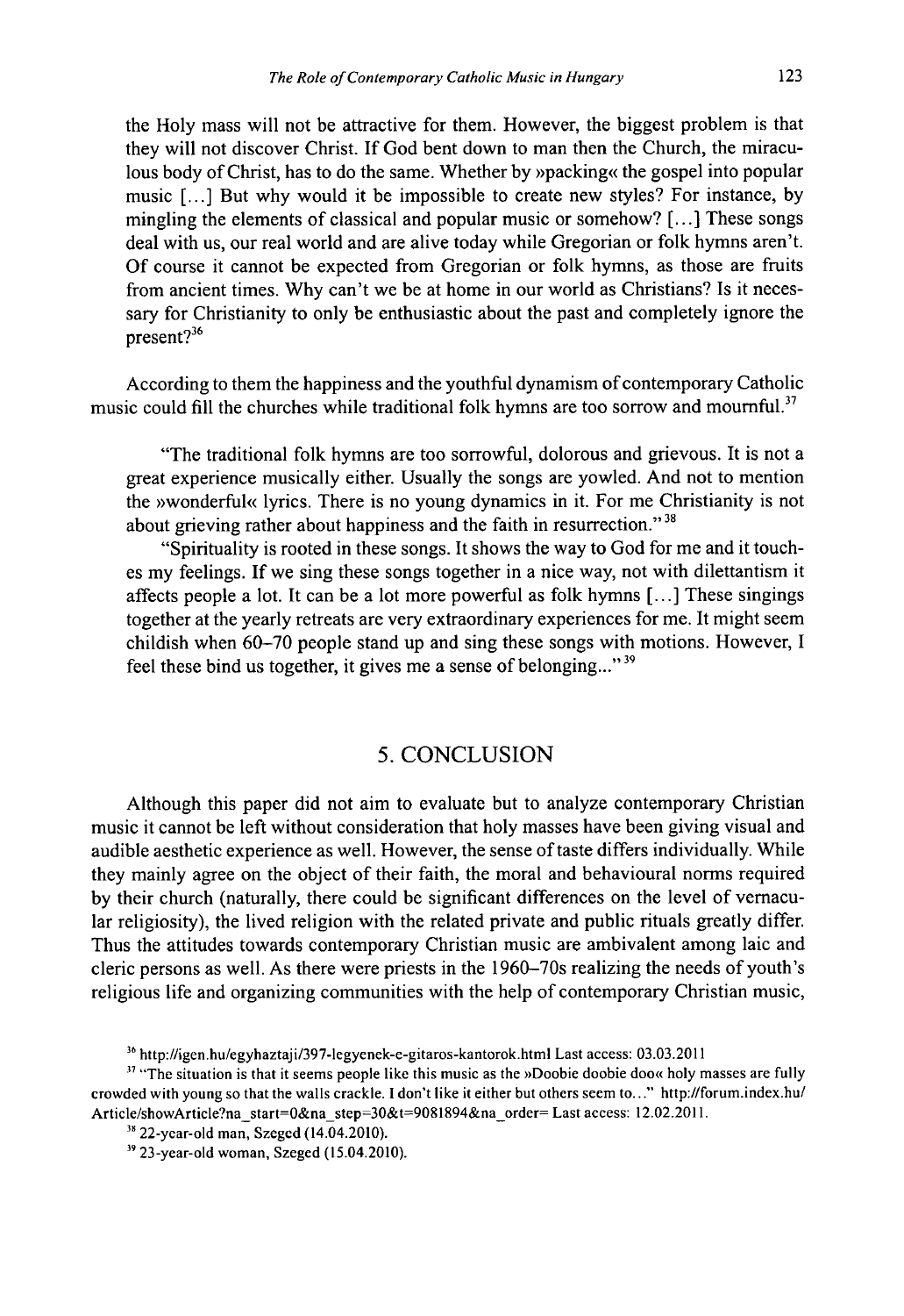the Holy mass will not be attractive for them. However, the biggest problem is that they will not discover Christ. If God bent down to man then the Church, the miraculous body of Christ, has to do the same. Whether by »packing« the gospel into popular music [...] But why would it be impossible to create new styles? For instance, by mingling the elements of classical and popular music or somehow? [...] These songs deal with us, our real world and are alive today while Gregorian or folk hymns aren't. Of course it cannot be expected from Gregorian or folk hymns, as those are fruits from ancient times. Why can't we be at home in our world as Christians? Is it necessary for Christianity to only be enthusiastic about the past and completely ignore the present?[36]

According to them the happiness and the youthful dynamism of contemporary Catholic music could fill the churches while traditional folk hymns are too sorrow and mournful.[37]

> "The traditional folk hymns are too sorrowful, dolorous and grievous. It is not a great experience musically either. Usually the songs are yowled. And not to mention the »wonderful« lyrics. There is no young dynamics in it. For me Christianity is not about grieving rather about happiness and the faith in resurrection."[38]
>
> "Spirituality is rooted in these songs. It shows the way to God for me and it touches my feelings. If we sing these songs together in a nice way, not with dilettantism it affects people a lot. It can be a lot more powerful as folk hymns [...] These singings together at the yearly retreats are very extraordinary experiences for me. It might seem childish when 60–70 people stand up and sing these songs with motions. However, I feel these bind us together, it gives me a sense of belonging..."[39]

## 5. CONCLUSION

Although this paper did not aim to evaluate but to analyze contemporary Christian music it cannot be left without consideration that holy masses have been giving visual and audible aesthetic experience as well. However, the sense of taste differs individually. While they mainly agree on the object of their faith, the moral and behavioural norms required by their church (naturally, there could be significant differences on the level of vernacular religiosity), the lived religion with the related private and public rituals greatly differ. Thus the attitudes towards contemporary Christian music are ambivalent among laic and cleric persons as well. As there were priests in the 1960–70s realizing the needs of youth's religious life and organizing communities with the help of contemporary Christian music,

---

[36] http://igen.hu/egyhaztaji/397-legyenek-e-gitaros-kantorok.html Last access: 03.03.2011

[37] "The situation is that it seems people like this music as the »Doobie doobie doo« holy masses are fully crowded with young so that the walls crackle. I don't like it either but others seem to..." http://forum.index.hu/Article/showArticle?na_start=0&na_step=30&t=9081894&na_order= Last access: 12.02.2011.

[38] 22-year-old man, Szeged (14.04.2010).

[39] 23-year-old woman, Szeged (15.04.2010).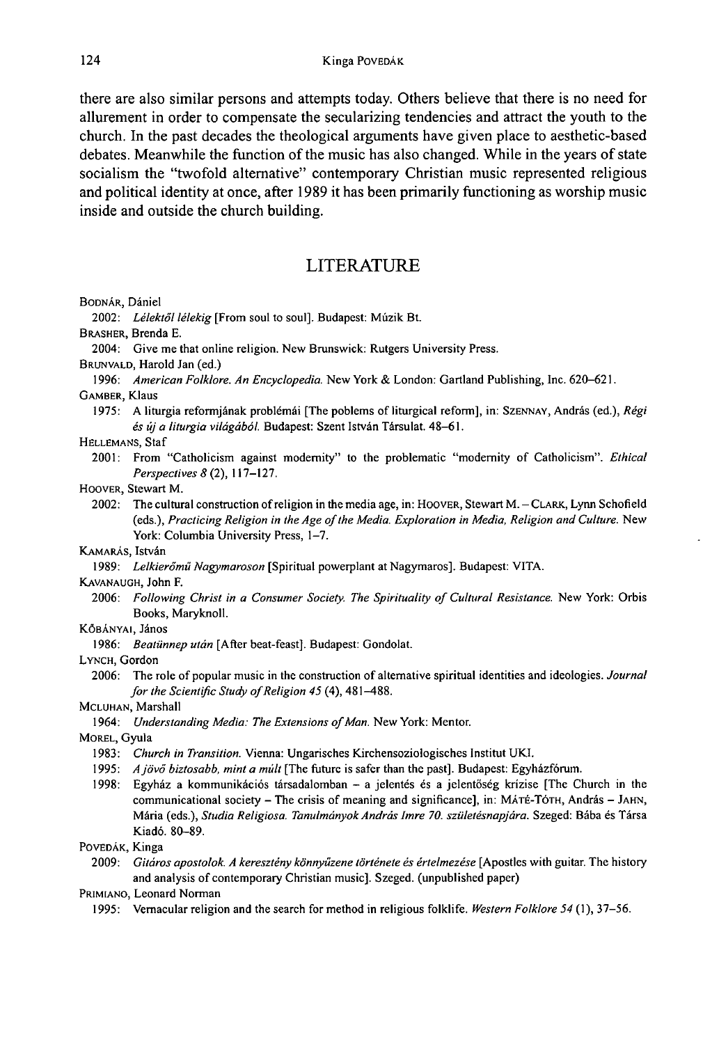there are also similar persons and attempts today. Others believe that there is no need for allurement in order to compensate the secularizing tendencies and attract the youth to the church. In the past decades the theological arguments have given place to aesthetic-based debates. Meanwhile the function of the music has also changed. While in the years of state socialism the "twofold alternative" contemporary Christian music represented religious and political identity at once, after 1989 it has been primarily functioning as worship music inside and outside the church building.

## LITERATURE

BODNÁR, Dániel

2002: *Lélektől lélekig* [From soul to soul]. Budapest: Múzik Bt.

BRASHER, Brenda E.

2004: Give me that online religion. New Brunswick: Rutgers University Press.

BRUNVALD, Harold Jan (ed.)

1996: *American Folklore. An Encyclopedia.* New York & London: Gartland Publishing, Inc. 620–621.

GAMBER, Klaus

1975: A liturgia reformjának problémái [The poblems of liturgical reform], in: SZENNAY, András (ed.), *Régi és új a liturgia világából.* Budapest: Szent István Társulat. 48–61.

HELLEMANS, Staf

2001: From "Catholicism against modernity" to the problematic "modernity of Catholicism". *Ethical Perspectives 8* (2), 117–127.

HOOVER, Stewart M.

2002: The cultural construction of religion in the media age, in: HOOVER, Stewart M. – CLARK, Lynn Schofield (eds.), *Practicing Religion in the Age of the Media. Exploration in Media, Religion and Culture.* New York: Columbia University Press, 1–7.

KAMARÁS, István

1989: *Lelkierőmű Nagymaroson* [Spiritual powerplant at Nagymaros]. Budapest: VITA.

KAVANAUGH, John F.

2006: *Following Christ in a Consumer Society. The Spirituality of Cultural Resistance.* New York: Orbis Books, Maryknoll.

KŐBÁNYAI, János

1986: *Beatünnep után* [After beat-feast]. Budapest: Gondolat.

LYNCH, Gordon

2006: The role of popular music in the construction of alternative spiritual identities and ideologies. *Journal for the Scientific Study of Religion 45* (4), 481–488.

MCLUHAN, Marshall

1964: *Understanding Media: The Extensions of Man.* New York: Mentor.

MOREL, Gyula

1983: *Church in Transition.* Vienna: Ungarisches Kirchensoziologisches Institut UKI.

1995: *A jövő biztosabb, mint a múlt* [The future is safer than the past]. Budapest: Egyházfórum.

1998: Egyház a kommunikációs társadalomban – a jelentés és a jelentőség krízise [The Church in the communicational society – The crisis of meaning and significance], in: MÁTÉ-TÓTH, András – JAHN, Mária (eds.), *Studia Religiosa. Tanulmányok András Imre 70. születésnapjára.* Szeged: Bába és Társa Kiadó. 80–89.

POVEDÁK, Kinga

2009: *Gitáros apostolok. A keresztény könnyűzene története és értelmezése* [Apostles with guitar. The history and analysis of contemporary Christian music]. Szeged. (unpublished paper)

PRIMIANO, Leonard Norman

1995: Vernacular religion and the search for method in religious folklife. *Western Folklore 54* (1), 37–56.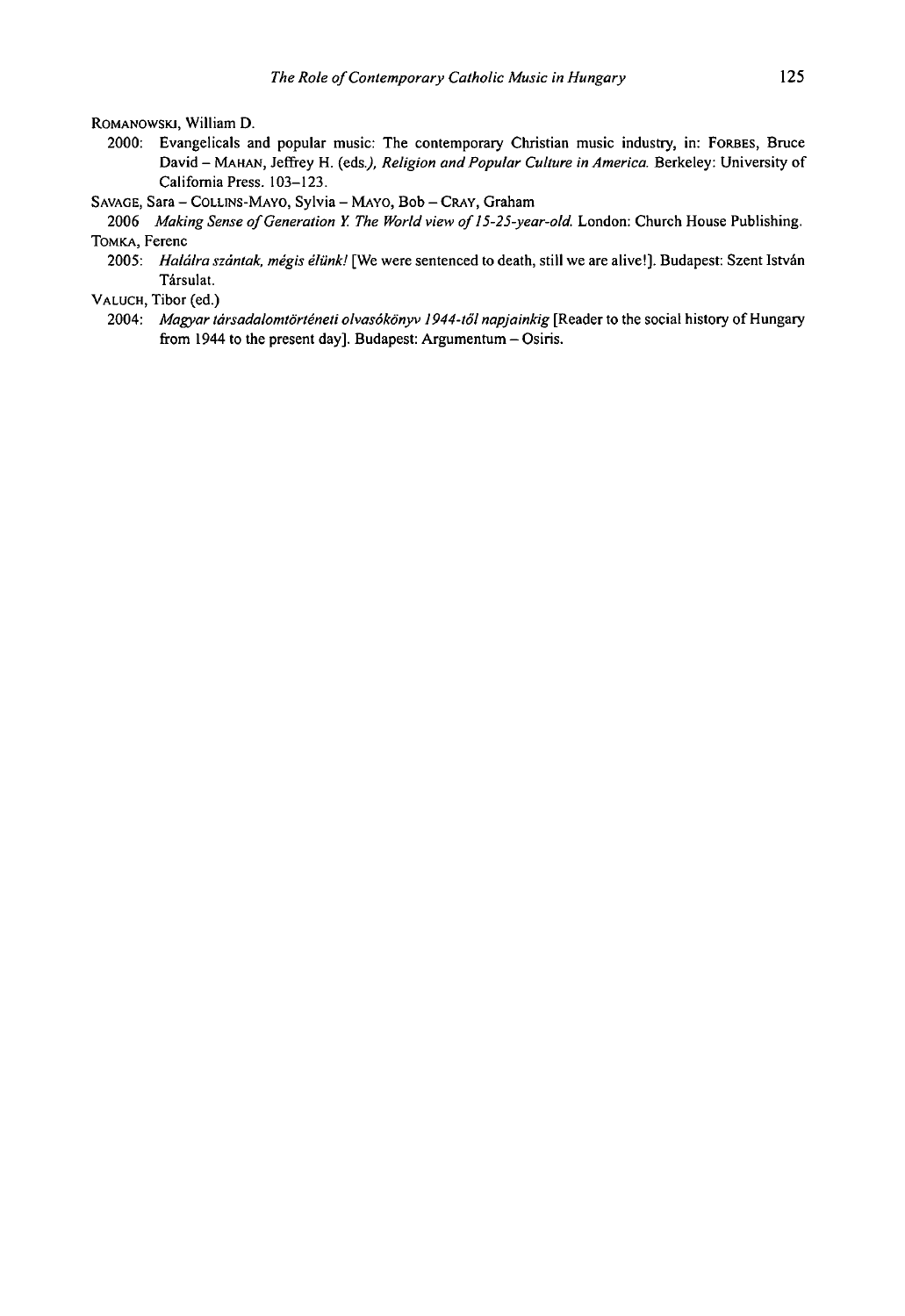Romanowski, William D.

2000: Evangelicals and popular music: The contemporary Christian music industry, in: Forbes, Bruce David – Mahan, Jeffrey H. (eds.), *Religion and Popular Culture in America.* Berkeley: University of California Press. 103–123.

Savage, Sara – Collins-Mayo, Sylvia – Mayo, Bob – Cray, Graham

2006 *Making Sense of Generation Y. The World view of 15-25-year-old.* London: Church House Publishing.

Tomka, Ferenc

2005: *Halálra szántak, mégis élünk!* [We were sentenced to death, still we are alive!]. Budapest: Szent István Társulat.

Valuch, Tibor (ed.)

2004: *Magyar társadalomtörténeti olvasókönyv 1944-től napjainkig* [Reader to the social history of Hungary from 1944 to the present day]. Budapest: Argumentum – Osiris.